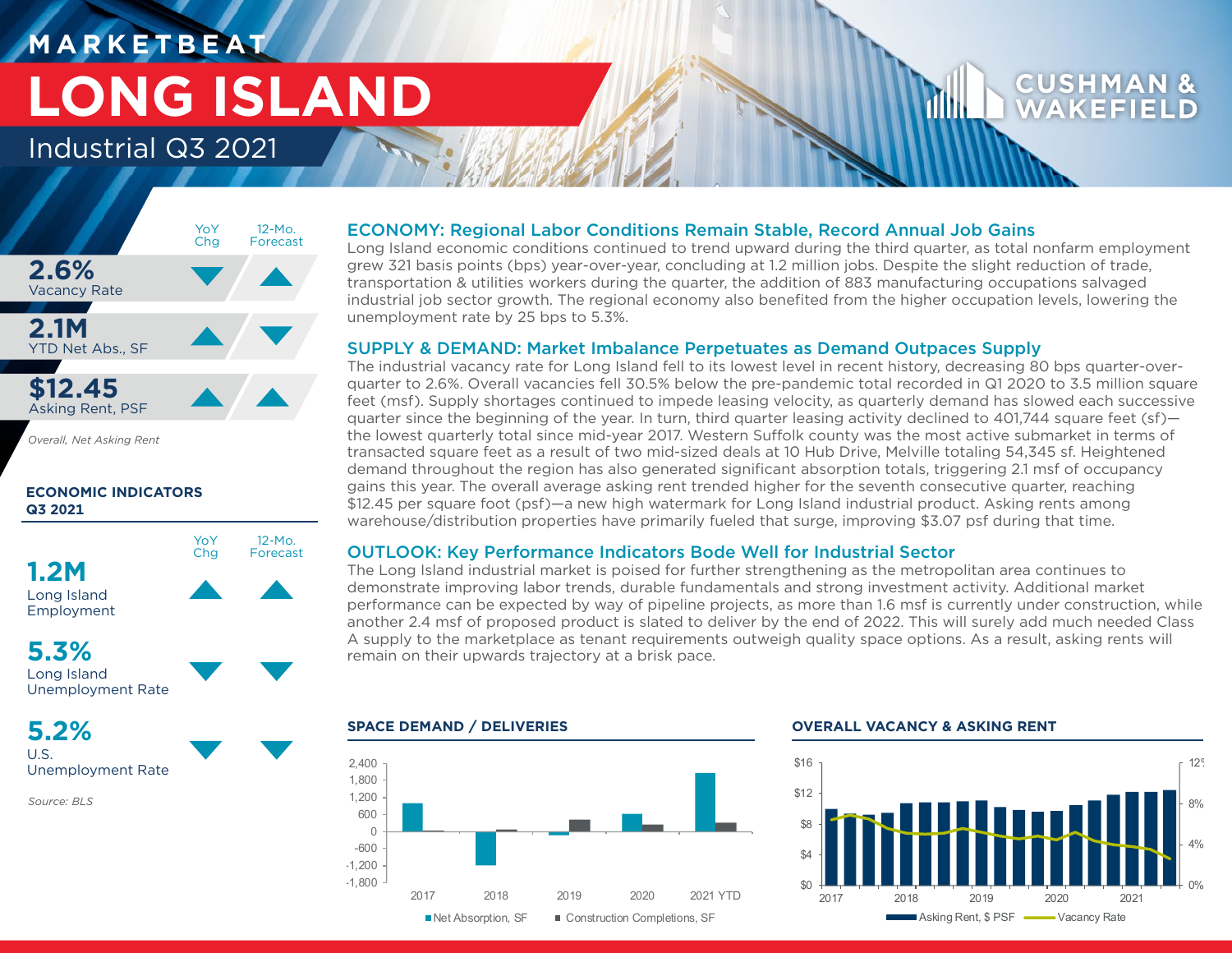# MARKETBEAT

# LONG ISLAND

## Industrial Q3 2021

| | YoY Chg | 12-Mo. Forecast |
|---|---|---|
| **2.6%** Vacancy Rate | ▼ | ▲ |
| **2.1M** YTD Net Abs., SF | ▲ | ▼ |
| **$12.45** Asking Rent, PSF | ▲ | ▲ |

*Overall, Net Asking Rent*

**ECONOMIC INDICATORS Q3 2021**

| | YoY Chg | 12-Mo. Forecast |
|---|---|---|
| **1.2M** Long Island Employment | ▲ | ▲ |
| **5.3%** Long Island Unemployment Rate | ▼ | ▼ |
| **5.2%** U.S. Unemployment Rate | ▼ | ▼ |

*Source: BLS*

### ECONOMY: Regional Labor Conditions Remain Stable, Record Annual Job Gains

Long Island economic conditions continued to trend upward during the third quarter, as total nonfarm employment grew 321 basis points (bps) year-over-year, concluding at 1.2 million jobs. Despite the slight reduction of trade, transportation & utilities workers during the quarter, the addition of 883 manufacturing occupations salvaged industrial job sector growth. The regional economy also benefited from the higher occupation levels, lowering the unemployment rate by 25 bps to 5.3%.

### SUPPLY & DEMAND: Market Imbalance Perpetuates as Demand Outpaces Supply

The industrial vacancy rate for Long Island fell to its lowest level in recent history, decreasing 80 bps quarter-over-quarter to 2.6%. Overall vacancies fell 30.5% below the pre-pandemic total recorded in Q1 2020 to 3.5 million square feet (msf). Supply shortages continued to impede leasing velocity, as quarterly demand has slowed each successive quarter since the beginning of the year. In turn, third quarter leasing activity declined to 401,744 square feet (sf)—the lowest quarterly total since mid-year 2017. Western Suffolk county was the most active submarket in terms of transacted square feet as a result of two mid-sized deals at 10 Hub Drive, Melville totaling 54,345 sf. Heightened demand throughout the region has also generated significant absorption totals, triggering 2.1 msf of occupancy gains this year. The overall average asking rent trended higher for the seventh consecutive quarter, reaching $12.45 per square foot (psf)—a new high watermark for Long Island industrial product. Asking rents among warehouse/distribution properties have primarily fueled that surge, improving $3.07 psf during that time.

### OUTLOOK: Key Performance Indicators Bode Well for Industrial Sector

The Long Island industrial market is poised for further strengthening as the metropolitan area continues to demonstrate improving labor trends, durable fundamentals and strong investment activity. Additional market performance can be expected by way of pipeline projects, as more than 1.6 msf is currently under construction, while another 2.4 msf of proposed product is slated to deliver by the end of 2022. This will surely add much needed Class A supply to the marketplace as tenant requirements outweigh quality space options. As a result, asking rents will remain on their upwards trajectory at a brisk pace.

**SPACE DEMAND / DELIVERIES**

Net Absorption, SF; Construction Completions, SF (2017, 2018, 2019, 2020, 2021 YTD)

**OVERALL VACANCY & ASKING RENT**

Asking Rent, $ PSF; Vacancy Rate (2017–2021)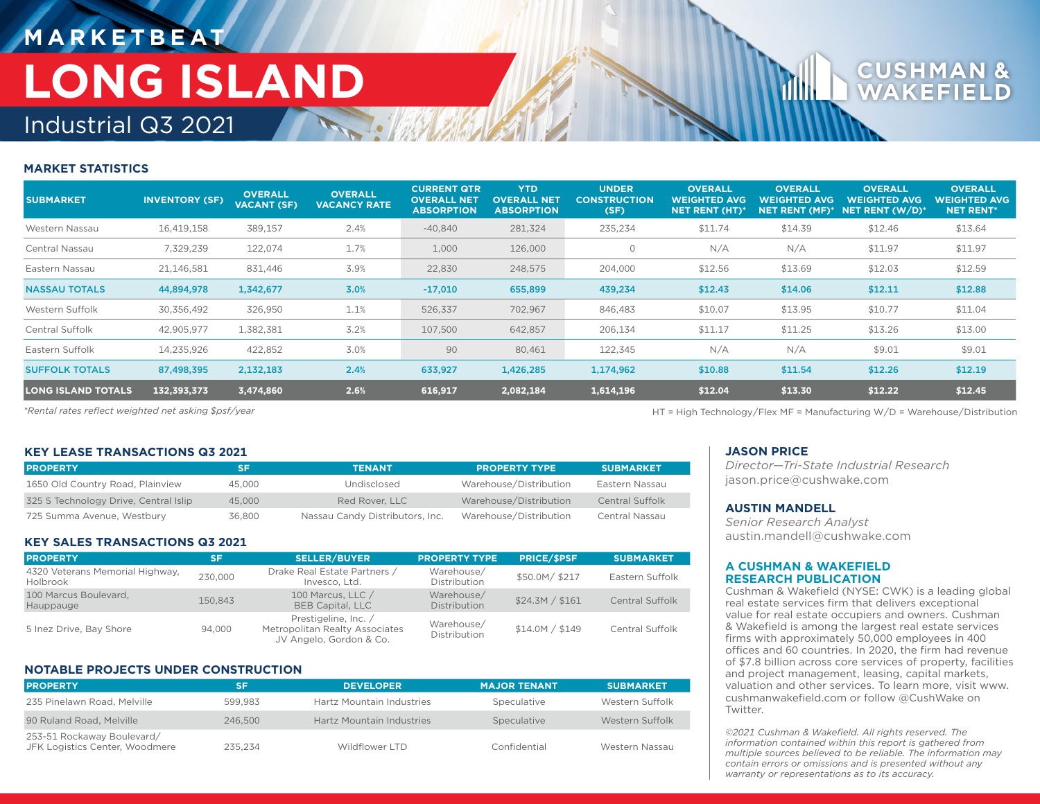# MARKETBEAT

# LONG ISLAND

## Industrial Q3 2021

CUSHMAN & WAKEFIELD

### MARKET STATISTICS

| SUBMARKET | INVENTORY (SF) | OVERALL VACANT (SF) | OVERALL VACANCY RATE | CURRENT QTR OVERALL NET ABSORPTION | YTD OVERALL NET ABSORPTION | UNDER CONSTRUCTION (SF) | OVERALL WEIGHTED AVG NET RENT (HT)* | OVERALL WEIGHTED AVG NET RENT (MF)* | OVERALL WEIGHTED AVG NET RENT (W/D)* | OVERALL WEIGHTED AVG NET RENT* |
|---|---|---|---|---|---|---|---|---|---|---|
| Western Nassau | 16,419,158 | 389,157 | 2.4% | -40,840 | 281,324 | 235,234 | $11.74 | $14.39 | $12.46 | $13.64 |
| Central Nassau | 7,329,239 | 122,074 | 1.7% | 1,000 | 126,000 | 0 | N/A | N/A | $11.97 | $11.97 |
| Eastern Nassau | 21,146,581 | 831,446 | 3.9% | 22,830 | 248,575 | 204,000 | $12.56 | $13.69 | $12.03 | $12.59 |
| **NASSAU TOTALS** | **44,894,978** | **1,342,677** | **3.0%** | **-17,010** | **655,899** | **439,234** | **$12.43** | **$14.06** | **$12.11** | **$12.88** |
| Western Suffolk | 30,356,492 | 326,950 | 1.1% | 526,337 | 702,967 | 846,483 | $10.07 | $13.95 | $10.77 | $11.04 |
| Central Suffolk | 42,905,977 | 1,382,381 | 3.2% | 107,500 | 642,857 | 206,134 | $11.17 | $11.25 | $13.26 | $13.00 |
| Eastern Suffolk | 14,235,926 | 422,852 | 3.0% | 90 | 80,461 | 122,345 | N/A | N/A | $9.01 | $9.01 |
| **SUFFOLK TOTALS** | **87,498,395** | **2,132,183** | **2.4%** | **633,927** | **1,426,285** | **1,174,962** | **$10.88** | **$11.54** | **$12.26** | **$12.19** |
| **LONG ISLAND TOTALS** | **132,393,373** | **3,474,860** | **2.6%** | **616,917** | **2,082,184** | **1,614,196** | **$12.04** | **$13.30** | **$12.22** | **$12.45** |

*Rental rates reflect weighted net asking $psf/year*

HT = High Technology/Flex MF = Manufacturing W/D = Warehouse/Distribution

### KEY LEASE TRANSACTIONS Q3 2021

| PROPERTY | SF | TENANT | PROPERTY TYPE | SUBMARKET |
|---|---|---|---|---|
| 1650 Old Country Road, Plainview | 45,000 | Undisclosed | Warehouse/Distribution | Eastern Nassau |
| 325 S Technology Drive, Central Islip | 45,000 | Red Rover, LLC | Warehouse/Distribution | Central Suffolk |
| 725 Summa Avenue, Westbury | 36,800 | Nassau Candy Distributors, Inc. | Warehouse/Distribution | Central Nassau |

### KEY SALES TRANSACTIONS Q3 2021

| PROPERTY | SF | SELLER/BUYER | PROPERTY TYPE | PRICE/$PSF | SUBMARKET |
|---|---|---|---|---|---|
| 4320 Veterans Memorial Highway, Holbrook | 230,000 | Drake Real Estate Partners / Invesco, Ltd. | Warehouse/ Distribution | $50.0M/ $217 | Eastern Suffolk |
| 100 Marcus Boulevard, Hauppauge | 150,843 | 100 Marcus, LLC / BEB Capital, LLC | Warehouse/ Distribution | $24.3M / $161 | Central Suffolk |
| 5 Inez Drive, Bay Shore | 94,000 | Prestigeline, Inc. / Metropolitan Realty Associates JV Angelo, Gordon & Co. | Warehouse/ Distribution | $14.0M / $149 | Central Suffolk |

### NOTABLE PROJECTS UNDER CONSTRUCTION

| PROPERTY | SF | DEVELOPER | MAJOR TENANT | SUBMARKET |
|---|---|---|---|---|
| 235 Pinelawn Road, Melville | 599,983 | Hartz Mountain Industries | Speculative | Western Suffolk |
| 90 Ruland Road, Melville | 246,500 | Hartz Mountain Industries | Speculative | Western Suffolk |
| 253-51 Rockaway Boulevard/ JFK Logistics Center, Woodmere | 235,234 | Wildflower LTD | Confidential | Western Nassau |

**JASON PRICE**
*Director—Tri-State Industrial Research*
jason.price@cushwake.com

**AUSTIN MANDELL**
*Senior Research Analyst*
austin.mandell@cushwake.com

### A CUSHMAN & WAKEFIELD RESEARCH PUBLICATION

Cushman & Wakefield (NYSE: CWK) is a leading global real estate services firm that delivers exceptional value for real estate occupiers and owners. Cushman & Wakefield is among the largest real estate services firms with approximately 50,000 employees in 400 offices and 60 countries. In 2020, the firm had revenue of $7.8 billion across core services of property, facilities and project management, leasing, capital markets, valuation and other services. To learn more, visit www.cushmanwakefield.com or follow @CushWake on Twitter.

*©2021 Cushman & Wakefield. All rights reserved. The information contained within this report is gathered from multiple sources believed to be reliable. The information may contain errors or omissions and is presented without any warranty or representations as to its accuracy.*